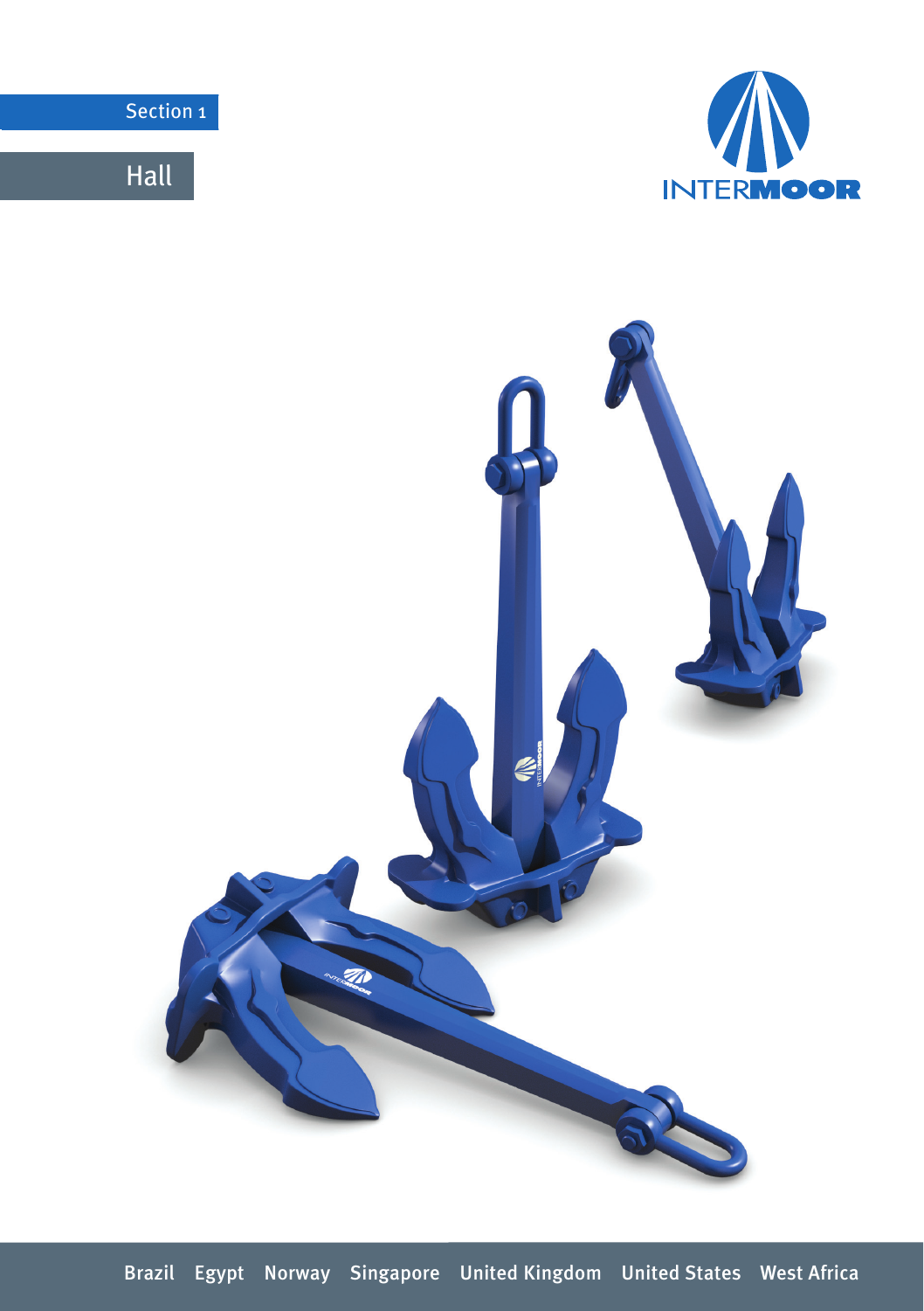Section 1

# Hall

INTERMOOR

Brazil Egypt Norway Singapore United Kingdom United States West Africa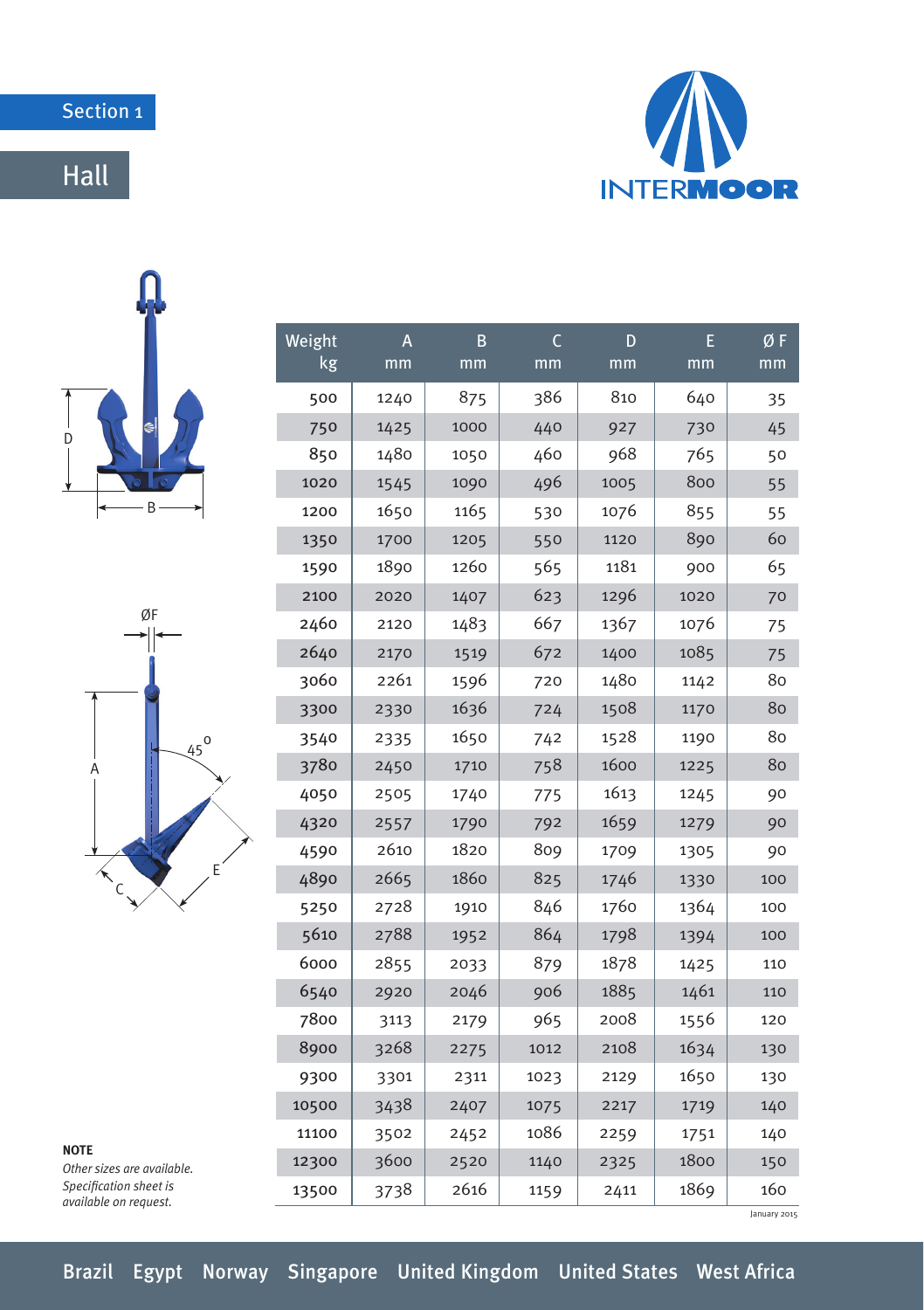Section 1

# Hall

INTERMOOR

D

B

ØF

A

45°

E

C

| Weight kg | A mm | B mm | C mm | D mm | E mm | Ø F mm |
|---|---|---|---|---|---|---|
| 500 | 1240 | 875 | 386 | 810 | 640 | 35 |
| 750 | 1425 | 1000 | 440 | 927 | 730 | 45 |
| 850 | 1480 | 1050 | 460 | 968 | 765 | 50 |
| 1020 | 1545 | 1090 | 496 | 1005 | 800 | 55 |
| 1200 | 1650 | 1165 | 530 | 1076 | 855 | 55 |
| 1350 | 1700 | 1205 | 550 | 1120 | 890 | 60 |
| 1590 | 1890 | 1260 | 565 | 1181 | 900 | 65 |
| 2100 | 2020 | 1407 | 623 | 1296 | 1020 | 70 |
| 2460 | 2120 | 1483 | 667 | 1367 | 1076 | 75 |
| 2640 | 2170 | 1519 | 672 | 1400 | 1085 | 75 |
| 3060 | 2261 | 1596 | 720 | 1480 | 1142 | 80 |
| 3300 | 2330 | 1636 | 724 | 1508 | 1170 | 80 |
| 3540 | 2335 | 1650 | 742 | 1528 | 1190 | 80 |
| 3780 | 2450 | 1710 | 758 | 1600 | 1225 | 80 |
| 4050 | 2505 | 1740 | 775 | 1613 | 1245 | 90 |
| 4320 | 2557 | 1790 | 792 | 1659 | 1279 | 90 |
| 4590 | 2610 | 1820 | 809 | 1709 | 1305 | 90 |
| 4890 | 2665 | 1860 | 825 | 1746 | 1330 | 100 |
| 5250 | 2728 | 1910 | 846 | 1760 | 1364 | 100 |
| 5610 | 2788 | 1952 | 864 | 1798 | 1394 | 100 |
| 6000 | 2855 | 2033 | 879 | 1878 | 1425 | 110 |
| 6540 | 2920 | 2046 | 906 | 1885 | 1461 | 110 |
| 7800 | 3113 | 2179 | 965 | 2008 | 1556 | 120 |
| 8900 | 3268 | 2275 | 1012 | 2108 | 1634 | 130 |
| 9300 | 3301 | 2311 | 1023 | 2129 | 1650 | 130 |
| 10500 | 3438 | 2407 | 1075 | 2217 | 1719 | 140 |
| 11100 | 3502 | 2452 | 1086 | 2259 | 1751 | 140 |
| 12300 | 3600 | 2520 | 1140 | 2325 | 1800 | 150 |
| 13500 | 3738 | 2616 | 1159 | 2411 | 1869 | 160 |

January 2015

**NOTE**

*Other sizes are available. Specification sheet is available on request.*

Brazil Egypt Norway Singapore United Kingdom United States West Africa